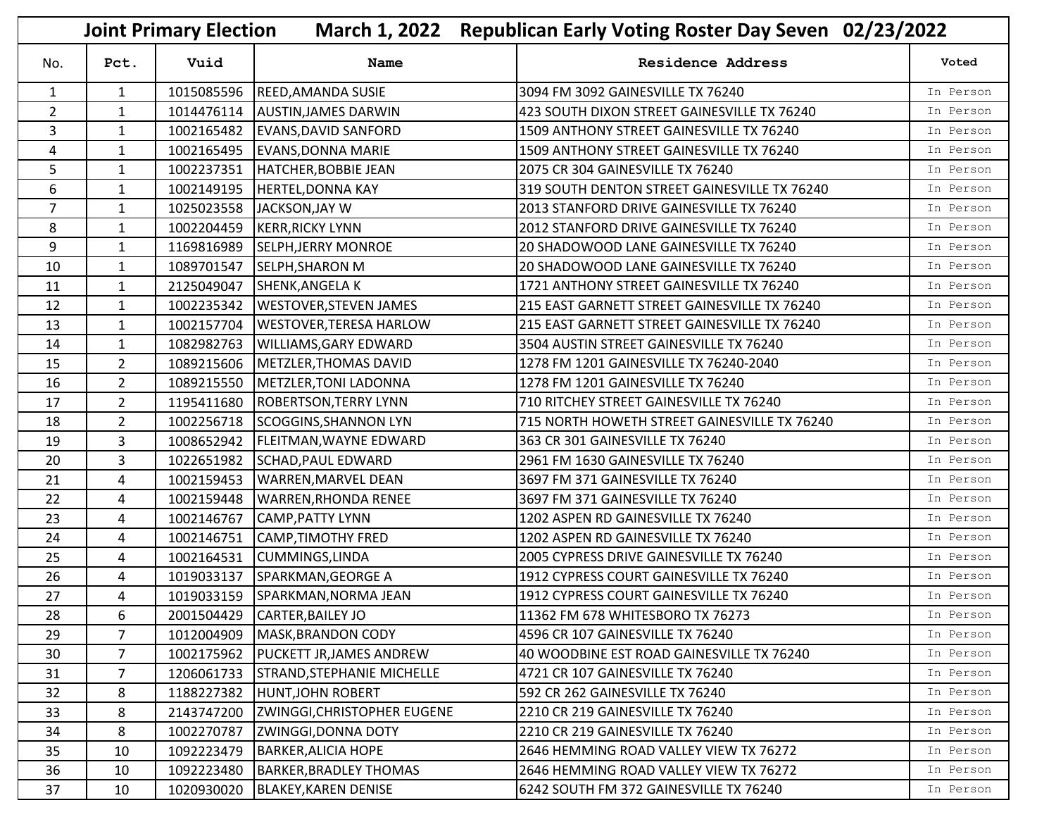# Joint Primary Election March 1, 2022 Republican Early Voting Roster Day Seven 02/23/2022

| No. | Pct. | Vuid | Name | Residence Address | Voted |
|---|---|---|---|---|---|
| 1 | 1 | 1015085596 | REED,AMANDA SUSIE | 3094 FM 3092 GAINESVILLE TX 76240 | In Person |
| 2 | 1 | 1014476114 | AUSTIN,JAMES DARWIN | 423 SOUTH DIXON STREET GAINESVILLE TX 76240 | In Person |
| 3 | 1 | 1002165482 | EVANS,DAVID SANFORD | 1509 ANTHONY STREET GAINESVILLE TX 76240 | In Person |
| 4 | 1 | 1002165495 | EVANS,DONNA MARIE | 1509 ANTHONY STREET GAINESVILLE TX 76240 | In Person |
| 5 | 1 | 1002237351 | HATCHER,BOBBIE JEAN | 2075 CR 304 GAINESVILLE TX 76240 | In Person |
| 6 | 1 | 1002149195 | HERTEL,DONNA KAY | 319 SOUTH DENTON STREET GAINESVILLE TX 76240 | In Person |
| 7 | 1 | 1025023558 | JACKSON,JAY W | 2013 STANFORD DRIVE GAINESVILLE TX 76240 | In Person |
| 8 | 1 | 1002204459 | KERR,RICKY LYNN | 2012 STANFORD DRIVE GAINESVILLE TX 76240 | In Person |
| 9 | 1 | 1169816989 | SELPH,JERRY MONROE | 20 SHADOWOOD LANE GAINESVILLE TX 76240 | In Person |
| 10 | 1 | 1089701547 | SELPH,SHARON M | 20 SHADOWOOD LANE GAINESVILLE TX 76240 | In Person |
| 11 | 1 | 2125049047 | SHENK,ANGELA K | 1721 ANTHONY STREET GAINESVILLE TX 76240 | In Person |
| 12 | 1 | 1002235342 | WESTOVER,STEVEN JAMES | 215 EAST GARNETT STREET GAINESVILLE TX 76240 | In Person |
| 13 | 1 | 1002157704 | WESTOVER,TERESA HARLOW | 215 EAST GARNETT STREET GAINESVILLE TX 76240 | In Person |
| 14 | 1 | 1082982763 | WILLIAMS,GARY EDWARD | 3504 AUSTIN STREET GAINESVILLE TX 76240 | In Person |
| 15 | 2 | 1089215606 | METZLER,THOMAS DAVID | 1278 FM 1201 GAINESVILLE TX 76240-2040 | In Person |
| 16 | 2 | 1089215550 | METZLER,TONI LADONNA | 1278 FM 1201 GAINESVILLE TX 76240 | In Person |
| 17 | 2 | 1195411680 | ROBERTSON,TERRY LYNN | 710 RITCHEY STREET GAINESVILLE TX 76240 | In Person |
| 18 | 2 | 1002256718 | SCOGGINS,SHANNON LYN | 715 NORTH HOWETH STREET GAINESVILLE TX 76240 | In Person |
| 19 | 3 | 1008652942 | FLEITMAN,WAYNE EDWARD | 363 CR 301 GAINESVILLE TX 76240 | In Person |
| 20 | 3 | 1022651982 | SCHAD,PAUL EDWARD | 2961 FM 1630 GAINESVILLE TX 76240 | In Person |
| 21 | 4 | 1002159453 | WARREN,MARVEL DEAN | 3697 FM 371 GAINESVILLE TX 76240 | In Person |
| 22 | 4 | 1002159448 | WARREN,RHONDA RENEE | 3697 FM 371 GAINESVILLE TX 76240 | In Person |
| 23 | 4 | 1002146767 | CAMP,PATTY LYNN | 1202 ASPEN RD GAINESVILLE TX 76240 | In Person |
| 24 | 4 | 1002146751 | CAMP,TIMOTHY FRED | 1202 ASPEN RD GAINESVILLE TX 76240 | In Person |
| 25 | 4 | 1002164531 | CUMMINGS,LINDA | 2005 CYPRESS DRIVE GAINESVILLE TX 76240 | In Person |
| 26 | 4 | 1019033137 | SPARKMAN,GEORGE A | 1912 CYPRESS COURT GAINESVILLE TX 76240 | In Person |
| 27 | 4 | 1019033159 | SPARKMAN,NORMA JEAN | 1912 CYPRESS COURT GAINESVILLE TX 76240 | In Person |
| 28 | 6 | 2001504429 | CARTER,BAILEY JO | 11362 FM 678 WHITESBORO TX 76273 | In Person |
| 29 | 7 | 1012004909 | MASK,BRANDON CODY | 4596 CR 107 GAINESVILLE TX 76240 | In Person |
| 30 | 7 | 1002175962 | PUCKETT JR,JAMES ANDREW | 40 WOODBINE EST ROAD GAINESVILLE TX 76240 | In Person |
| 31 | 7 | 1206061733 | STRAND,STEPHANIE MICHELLE | 4721 CR 107 GAINESVILLE TX 76240 | In Person |
| 32 | 8 | 1188227382 | HUNT,JOHN ROBERT | 592 CR 262 GAINESVILLE TX 76240 | In Person |
| 33 | 8 | 2143747200 | ZWINGGI,CHRISTOPHER EUGENE | 2210 CR 219 GAINESVILLE TX 76240 | In Person |
| 34 | 8 | 1002270787 | ZWINGGI,DONNA DOTY | 2210 CR 219 GAINESVILLE TX 76240 | In Person |
| 35 | 10 | 1092223479 | BARKER,ALICIA HOPE | 2646 HEMMING ROAD VALLEY VIEW TX 76272 | In Person |
| 36 | 10 | 1092223480 | BARKER,BRADLEY THOMAS | 2646 HEMMING ROAD VALLEY VIEW TX 76272 | In Person |
| 37 | 10 | 1020930020 | BLAKEY,KAREN DENISE | 6242 SOUTH FM 372 GAINESVILLE TX 76240 | In Person |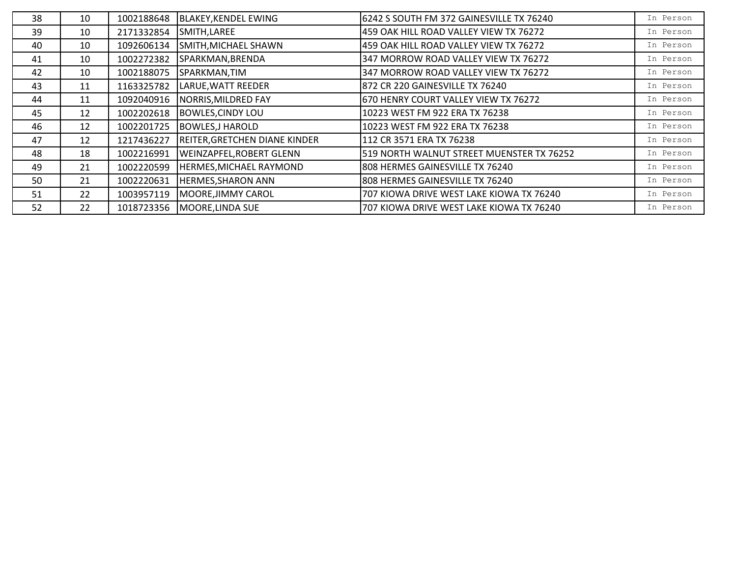| | | | | | |
|---|---|---|---|---|---|
| 38 | 10 | 1002188648 | BLAKEY,KENDEL EWING | 6242 S SOUTH FM 372 GAINESVILLE TX 76240 | In Person |
| 39 | 10 | 2171332854 | SMITH,LAREE | 459 OAK HILL ROAD VALLEY VIEW TX 76272 | In Person |
| 40 | 10 | 1092606134 | SMITH,MICHAEL SHAWN | 459 OAK HILL ROAD VALLEY VIEW TX 76272 | In Person |
| 41 | 10 | 1002272382 | SPARKMAN,BRENDA | 347 MORROW ROAD VALLEY VIEW TX 76272 | In Person |
| 42 | 10 | 1002188075 | SPARKMAN,TIM | 347 MORROW ROAD VALLEY VIEW TX 76272 | In Person |
| 43 | 11 | 1163325782 | LARUE,WATT REEDER | 872 CR 220 GAINESVILLE TX 76240 | In Person |
| 44 | 11 | 1092040916 | NORRIS,MILDRED FAY | 670 HENRY COURT VALLEY VIEW TX 76272 | In Person |
| 45 | 12 | 1002202618 | BOWLES,CINDY LOU | 10223 WEST FM 922 ERA TX 76238 | In Person |
| 46 | 12 | 1002201725 | BOWLES,J HAROLD | 10223 WEST FM 922 ERA TX 76238 | In Person |
| 47 | 12 | 1217436227 | REITER,GRETCHEN DIANE KINDER | 112 CR 3571 ERA TX 76238 | In Person |
| 48 | 18 | 1002216991 | WEINZAPFEL,ROBERT GLENN | 519 NORTH WALNUT STREET MUENSTER TX 76252 | In Person |
| 49 | 21 | 1002220599 | HERMES,MICHAEL RAYMOND | 808 HERMES GAINESVILLE TX 76240 | In Person |
| 50 | 21 | 1002220631 | HERMES,SHARON ANN | 808 HERMES GAINESVILLE TX 76240 | In Person |
| 51 | 22 | 1003957119 | MOORE,JIMMY CAROL | 707 KIOWA DRIVE WEST LAKE KIOWA TX 76240 | In Person |
| 52 | 22 | 1018723356 | MOORE,LINDA SUE | 707 KIOWA DRIVE WEST LAKE KIOWA TX 76240 | In Person |